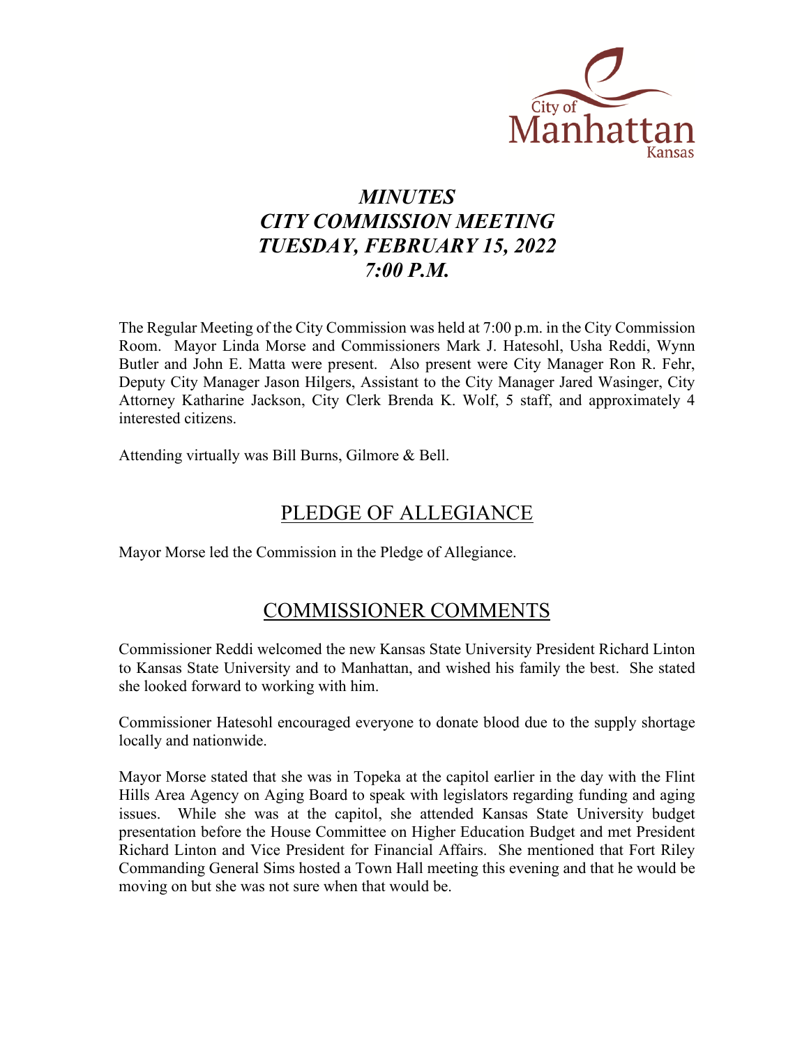# *MINUTES*
# *CITY COMMISSION MEETING*
# *TUESDAY, FEBRUARY 15, 2022*
# *7:00 P.M.*

The Regular Meeting of the City Commission was held at 7:00 p.m. in the City Commission Room. Mayor Linda Morse and Commissioners Mark J. Hatesohl, Usha Reddi, Wynn Butler and John E. Matta were present. Also present were City Manager Ron R. Fehr, Deputy City Manager Jason Hilgers, Assistant to the City Manager Jared Wasinger, City Attorney Katharine Jackson, City Clerk Brenda K. Wolf, 5 staff, and approximately 4 interested citizens.

Attending virtually was Bill Burns, Gilmore & Bell.

## PLEDGE OF ALLEGIANCE

Mayor Morse led the Commission in the Pledge of Allegiance.

## COMMISSIONER COMMENTS

Commissioner Reddi welcomed the new Kansas State University President Richard Linton to Kansas State University and to Manhattan, and wished his family the best. She stated she looked forward to working with him.

Commissioner Hatesohl encouraged everyone to donate blood due to the supply shortage locally and nationwide.

Mayor Morse stated that she was in Topeka at the capitol earlier in the day with the Flint Hills Area Agency on Aging Board to speak with legislators regarding funding and aging issues. While she was at the capitol, she attended Kansas State University budget presentation before the House Committee on Higher Education Budget and met President Richard Linton and Vice President for Financial Affairs. She mentioned that Fort Riley Commanding General Sims hosted a Town Hall meeting this evening and that he would be moving on but she was not sure when that would be.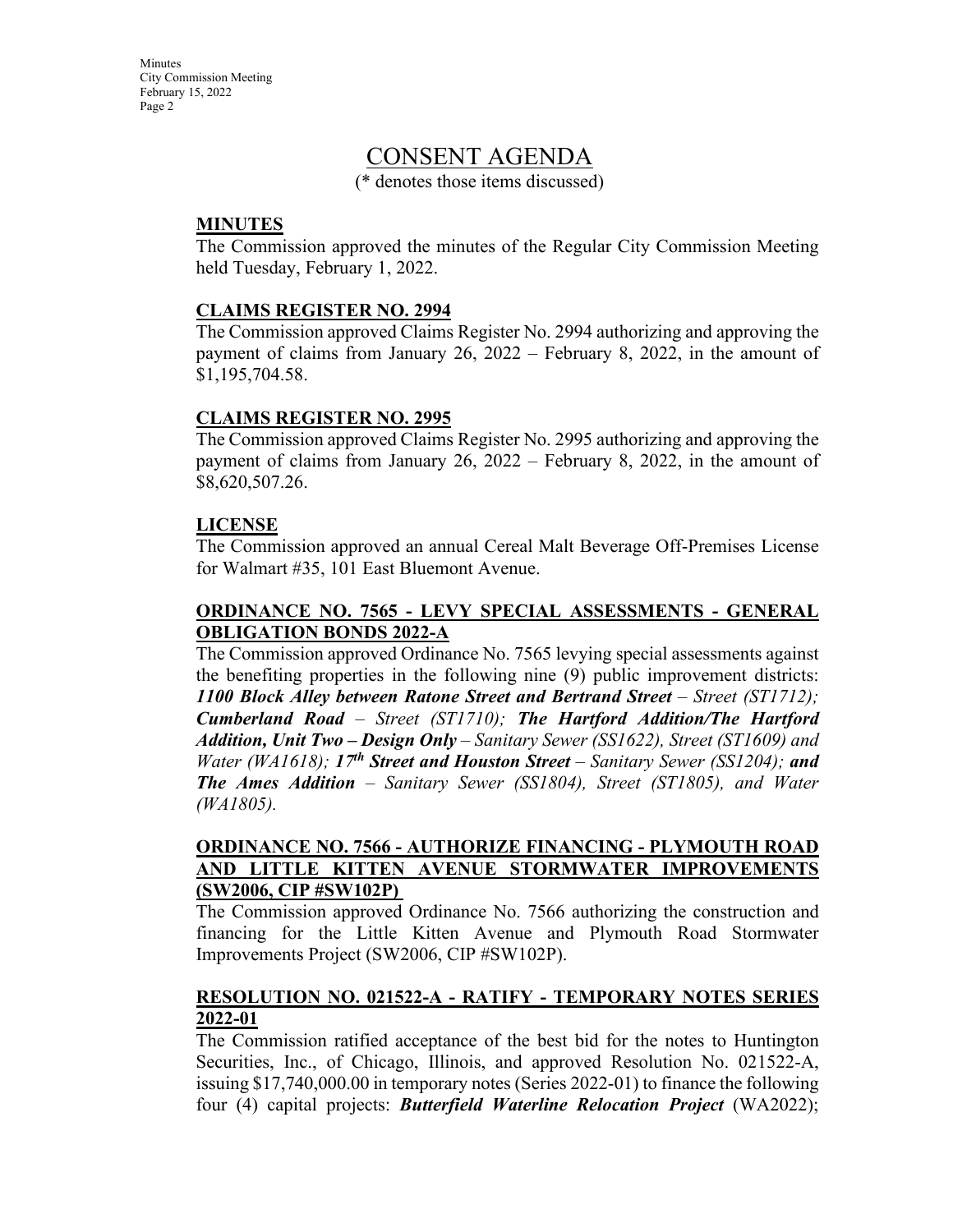# CONSENT AGENDA

(* denotes those items discussed)

## MINUTES

The Commission approved the minutes of the Regular City Commission Meeting held Tuesday, February 1, 2022.

## CLAIMS REGISTER NO. 2994

The Commission approved Claims Register No. 2994 authorizing and approving the payment of claims from January 26, 2022 – February 8, 2022, in the amount of $1,195,704.58.

## CLAIMS REGISTER NO. 2995

The Commission approved Claims Register No. 2995 authorizing and approving the payment of claims from January 26, 2022 – February 8, 2022, in the amount of $8,620,507.26.

## LICENSE

The Commission approved an annual Cereal Malt Beverage Off-Premises License for Walmart #35, 101 East Bluemont Avenue.

## ORDINANCE NO. 7565 - LEVY SPECIAL ASSESSMENTS - GENERAL OBLIGATION BONDS 2022-A

The Commission approved Ordinance No. 7565 levying special assessments against the benefiting properties in the following nine (9) public improvement districts: ***1100 Block Alley between Ratone Street and Bertrand Street*** – *Street (ST1712);* ***Cumberland Road*** – *Street (ST1710);* ***The Hartford Addition/The Hartford Addition, Unit Two – Design Only*** – *Sanitary Sewer (SS1622), Street (ST1609) and Water (WA1618);* ***17th Street and Houston Street*** – *Sanitary Sewer (SS1204);* ***and The Ames Addition*** – *Sanitary Sewer (SS1804), Street (ST1805), and Water (WA1805).*

## ORDINANCE NO. 7566 - AUTHORIZE FINANCING - PLYMOUTH ROAD AND LITTLE KITTEN AVENUE STORMWATER IMPROVEMENTS (SW2006, CIP #SW102P)

The Commission approved Ordinance No. 7566 authorizing the construction and financing for the Little Kitten Avenue and Plymouth Road Stormwater Improvements Project (SW2006, CIP #SW102P).

## RESOLUTION NO. 021522-A - RATIFY - TEMPORARY NOTES SERIES 2022-01

The Commission ratified acceptance of the best bid for the notes to Huntington Securities, Inc., of Chicago, Illinois, and approved Resolution No. 021522-A, issuing $17,740,000.00 in temporary notes (Series 2022-01) to finance the following four (4) capital projects: ***Butterfield Waterline Relocation Project*** (WA2022);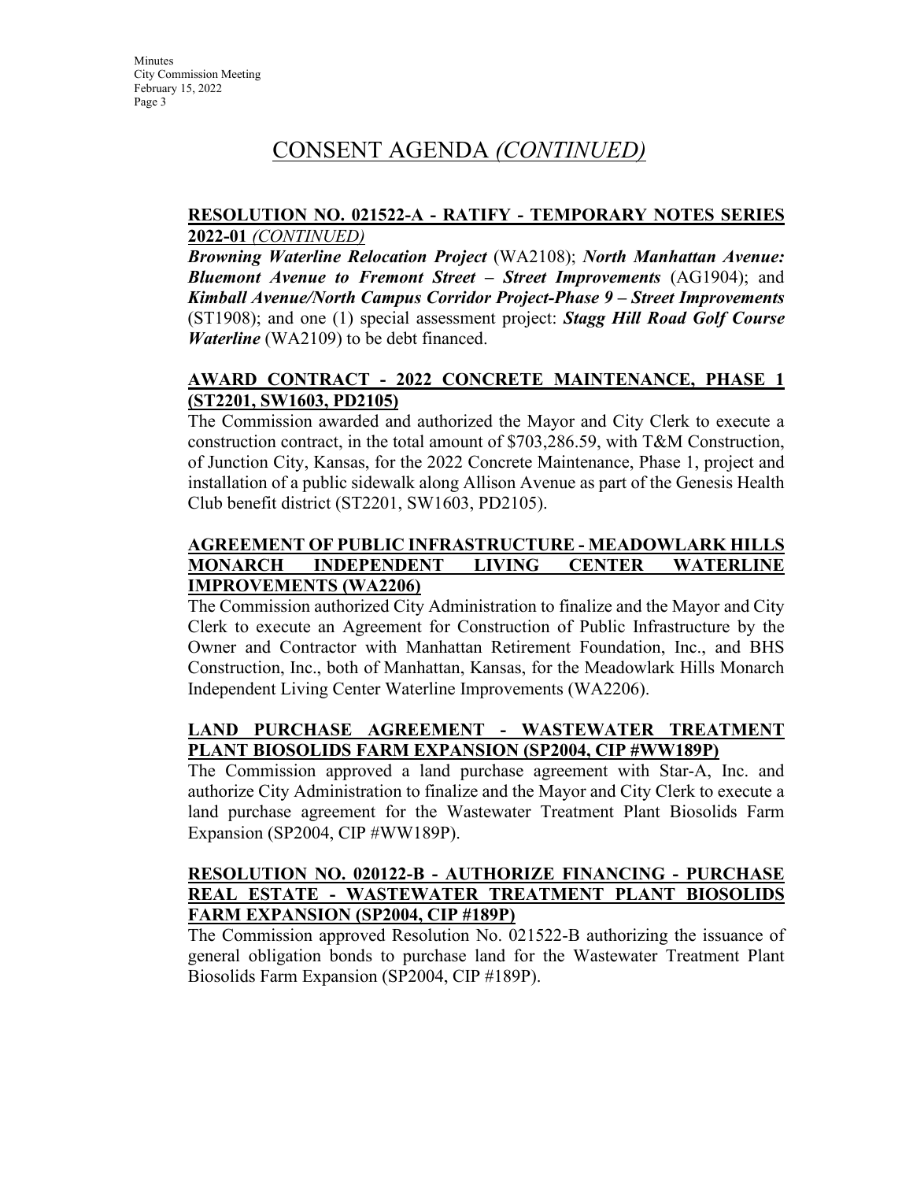# CONSENT AGENDA *(CONTINUED)*

**RESOLUTION NO. 021522-A - RATIFY - TEMPORARY NOTES SERIES 2022-01** *(CONTINUED)*

***Browning Waterline Relocation Project*** (WA2108); ***North Manhattan Avenue: Bluemont Avenue to Fremont Street – Street Improvements*** (AG1904); and ***Kimball Avenue/North Campus Corridor Project-Phase 9 – Street Improvements*** (ST1908); and one (1) special assessment project: ***Stagg Hill Road Golf Course Waterline*** (WA2109) to be debt financed.

**AWARD CONTRACT - 2022 CONCRETE MAINTENANCE, PHASE 1 (ST2201, SW1603, PD2105)**

The Commission awarded and authorized the Mayor and City Clerk to execute a construction contract, in the total amount of $703,286.59, with T&M Construction, of Junction City, Kansas, for the 2022 Concrete Maintenance, Phase 1, project and installation of a public sidewalk along Allison Avenue as part of the Genesis Health Club benefit district (ST2201, SW1603, PD2105).

**AGREEMENT OF PUBLIC INFRASTRUCTURE - MEADOWLARK HILLS MONARCH INDEPENDENT LIVING CENTER WATERLINE IMPROVEMENTS (WA2206)**

The Commission authorized City Administration to finalize and the Mayor and City Clerk to execute an Agreement for Construction of Public Infrastructure by the Owner and Contractor with Manhattan Retirement Foundation, Inc., and BHS Construction, Inc., both of Manhattan, Kansas, for the Meadowlark Hills Monarch Independent Living Center Waterline Improvements (WA2206).

**LAND PURCHASE AGREEMENT - WASTEWATER TREATMENT PLANT BIOSOLIDS FARM EXPANSION (SP2004, CIP #WW189P)**

The Commission approved a land purchase agreement with Star-A, Inc. and authorize City Administration to finalize and the Mayor and City Clerk to execute a land purchase agreement for the Wastewater Treatment Plant Biosolids Farm Expansion (SP2004, CIP #WW189P).

**RESOLUTION NO. 020122-B - AUTHORIZE FINANCING - PURCHASE REAL ESTATE - WASTEWATER TREATMENT PLANT BIOSOLIDS FARM EXPANSION (SP2004, CIP #189P)**

The Commission approved Resolution No. 021522-B authorizing the issuance of general obligation bonds to purchase land for the Wastewater Treatment Plant Biosolids Farm Expansion (SP2004, CIP #189P).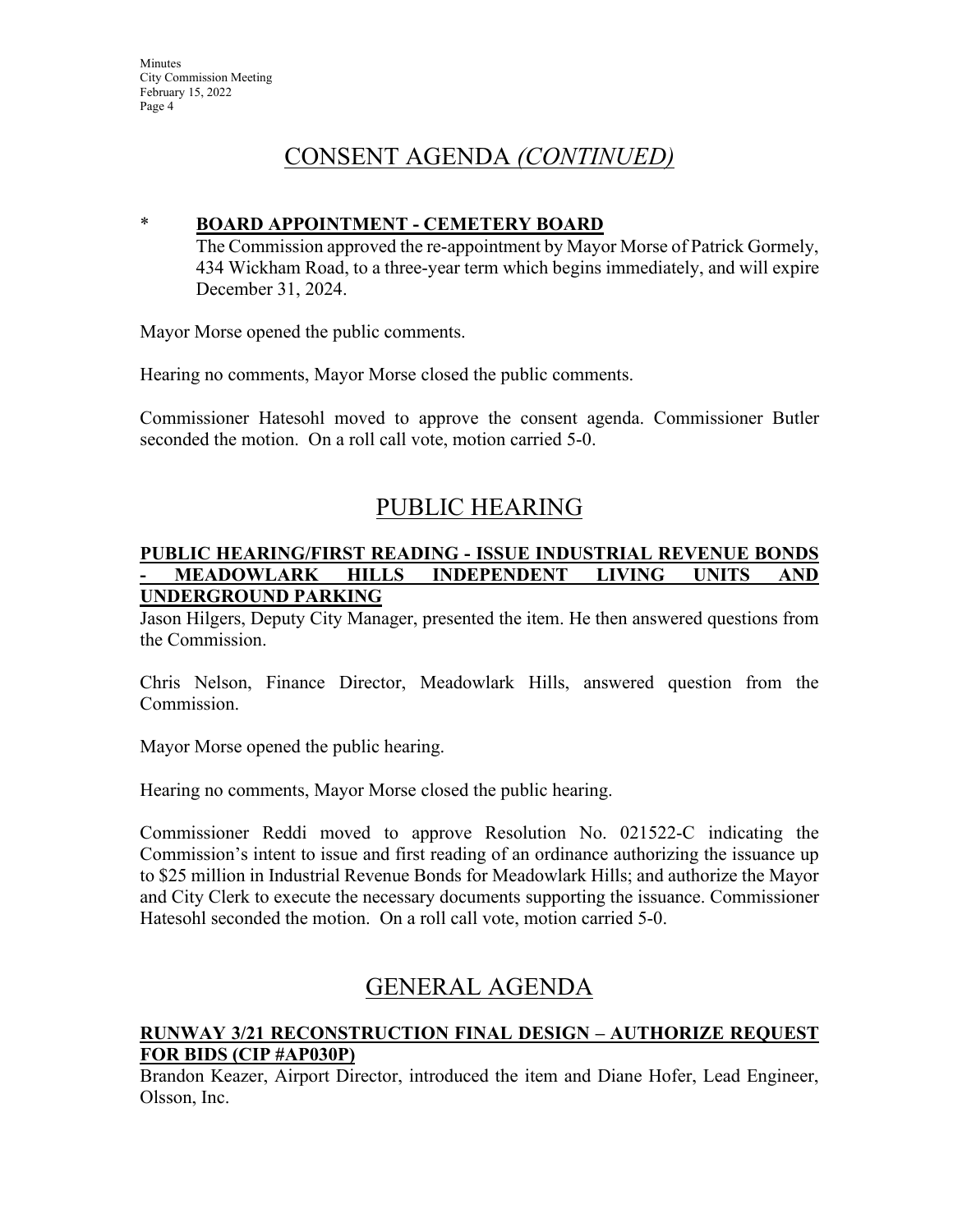# CONSENT AGENDA *(CONTINUED)*

\* **BOARD APPOINTMENT - CEMETERY BOARD**

The Commission approved the re-appointment by Mayor Morse of Patrick Gormely, 434 Wickham Road, to a three-year term which begins immediately, and will expire December 31, 2024.

Mayor Morse opened the public comments.

Hearing no comments, Mayor Morse closed the public comments.

Commissioner Hatesohl moved to approve the consent agenda. Commissioner Butler seconded the motion. On a roll call vote, motion carried 5-0.

# PUBLIC HEARING

**PUBLIC HEARING/FIRST READING - ISSUE INDUSTRIAL REVENUE BONDS - MEADOWLARK HILLS INDEPENDENT LIVING UNITS AND UNDERGROUND PARKING**

Jason Hilgers, Deputy City Manager, presented the item. He then answered questions from the Commission.

Chris Nelson, Finance Director, Meadowlark Hills, answered question from the Commission.

Mayor Morse opened the public hearing.

Hearing no comments, Mayor Morse closed the public hearing.

Commissioner Reddi moved to approve Resolution No. 021522-C indicating the Commission's intent to issue and first reading of an ordinance authorizing the issuance up to $25 million in Industrial Revenue Bonds for Meadowlark Hills; and authorize the Mayor and City Clerk to execute the necessary documents supporting the issuance. Commissioner Hatesohl seconded the motion. On a roll call vote, motion carried 5-0.

# GENERAL AGENDA

**RUNWAY 3/21 RECONSTRUCTION FINAL DESIGN – AUTHORIZE REQUEST FOR BIDS (CIP #AP030P)**

Brandon Keazer, Airport Director, introduced the item and Diane Hofer, Lead Engineer, Olsson, Inc.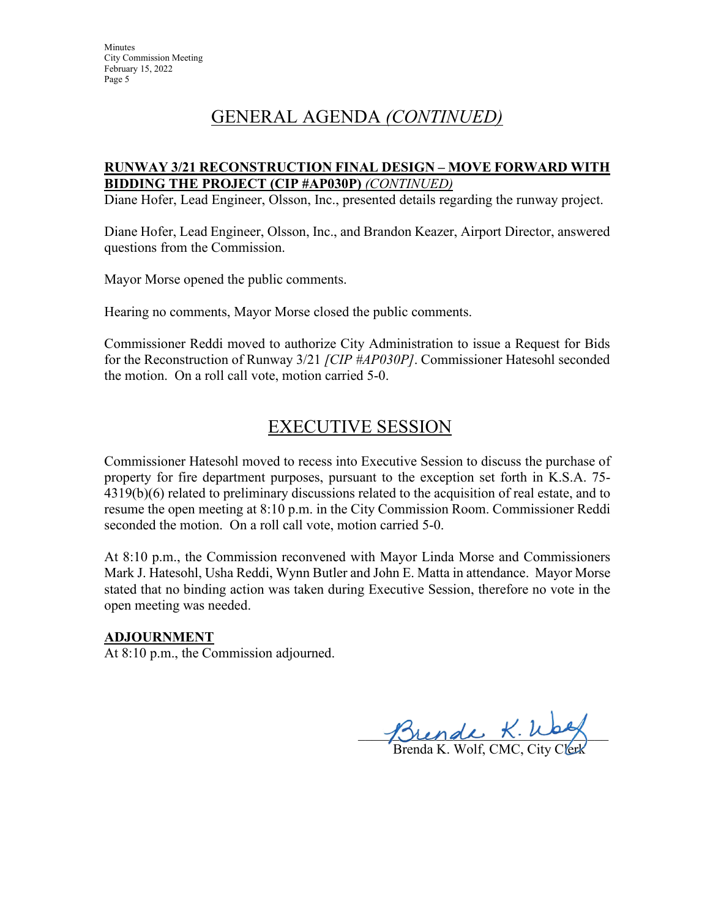# GENERAL AGENDA *(CONTINUED)*

**RUNWAY 3/21 RECONSTRUCTION FINAL DESIGN – MOVE FORWARD WITH BIDDING THE PROJECT (CIP #AP030P)** *(CONTINUED)*

Diane Hofer, Lead Engineer, Olsson, Inc., presented details regarding the runway project.

Diane Hofer, Lead Engineer, Olsson, Inc., and Brandon Keazer, Airport Director, answered questions from the Commission.

Mayor Morse opened the public comments.

Hearing no comments, Mayor Morse closed the public comments.

Commissioner Reddi moved to authorize City Administration to issue a Request for Bids for the Reconstruction of Runway 3/21 *[CIP #AP030P]*. Commissioner Hatesohl seconded the motion. On a roll call vote, motion carried 5-0.

# EXECUTIVE SESSION

Commissioner Hatesohl moved to recess into Executive Session to discuss the purchase of property for fire department purposes, pursuant to the exception set forth in K.S.A. 75-4319(b)(6) related to preliminary discussions related to the acquisition of real estate, and to resume the open meeting at 8:10 p.m. in the City Commission Room. Commissioner Reddi seconded the motion. On a roll call vote, motion carried 5-0.

At 8:10 p.m., the Commission reconvened with Mayor Linda Morse and Commissioners Mark J. Hatesohl, Usha Reddi, Wynn Butler and John E. Matta in attendance. Mayor Morse stated that no binding action was taken during Executive Session, therefore no vote in the open meeting was needed.

**ADJOURNMENT**

At 8:10 p.m., the Commission adjourned.

Brenda K. Wolf

Brenda K. Wolf, CMC, City Clerk